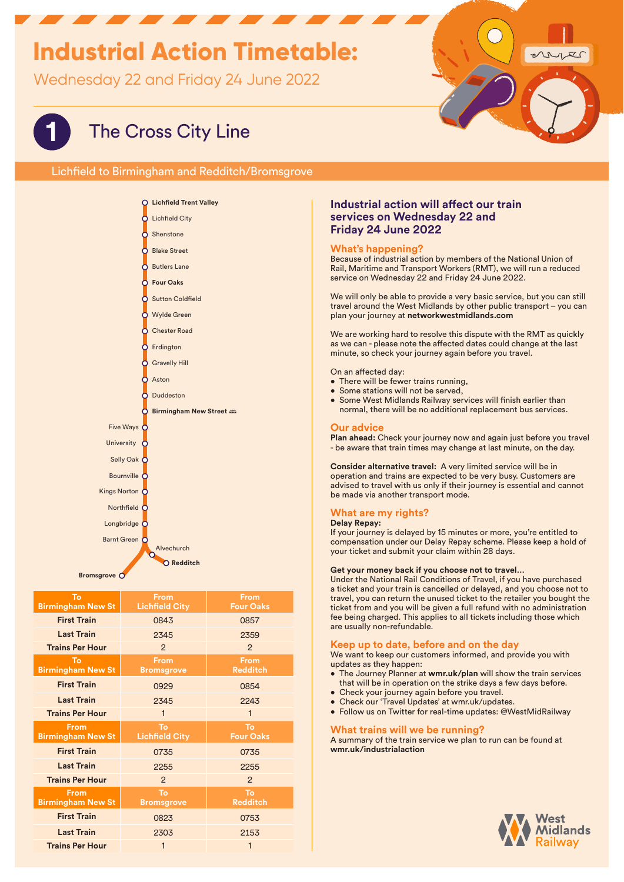# Industrial Action Timetable:

Wednesday 22 and Friday 24 June 2022

## 1 The Cross City Line

Lichfield to Birmingham and Redditch/Bromsgrove

- **Lichfield Trent Valley**
- Lichfield City
- Shenstone
- Blake Street
- Butlers Lane
- **Four Oaks**
- Sutton Coldfield
- Wylde Green
- Chester Road
- Erdington
- Gravelly Hill
- Aston
- Duddeston
- **Birmingham New Street**
- Five Ways
- University
- Selly Oak
- Bournville
- Kings Norton
- Northfield
- Longbridge
- Barnt Green
- Alvechurch
- **Redditch**
- **Bromsgrove**

| To Birmingham New St | From Lichfield City | From Four Oaks |
|---|---|---|
| First Train | 0843 | 0857 |
| Last Train | 2345 | 2359 |
| Trains Per Hour | 2 | 2 |
| **To Birmingham New St** | **From Bromsgrove** | **From Redditch** |
| First Train | 0929 | 0854 |
| Last Train | 2345 | 2243 |
| Trains Per Hour | 1 | 1 |
| **From Birmingham New St** | **To Lichfield City** | **To Four Oaks** |
| First Train | 0735 | 0735 |
| Last Train | 2255 | 2255 |
| Trains Per Hour | 2 | 2 |
| **From Birmingham New St** | **To Bromsgrove** | **To Redditch** |
| First Train | 0823 | 0753 |
| Last Train | 2303 | 2153 |
| Trains Per Hour | 1 | 1 |

## Industrial action will affect our train services on Wednesday 22 and Friday 24 June 2022

### What's happening?

Because of industrial action by members of the National Union of Rail, Maritime and Transport Workers (RMT), we will run a reduced service on Wednesday 22 and Friday 24 June 2022.

We will only be able to provide a very basic service, but you can still travel around the West Midlands by other public transport – you can plan your journey at **networkwestmidlands.com**

We are working hard to resolve this dispute with the RMT as quickly as we can - please note the affected dates could change at the last minute, so check your journey again before you travel.

On an affected day:

- There will be fewer trains running,
- Some stations will not be served,
- Some West Midlands Railway services will finish earlier than normal, there will be no additional replacement bus services.

### Our advice

**Plan ahead:** Check your journey now and again just before you travel - be aware that train times may change at last minute, on the day.

**Consider alternative travel:** A very limited service will be in operation and trains are expected to be very busy. Customers are advised to travel with us only if their journey is essential and cannot be made via another transport mode.

### What are my rights?

**Delay Repay:**

If your journey is delayed by 15 minutes or more, you're entitled to compensation under our Delay Repay scheme. Please keep a hold of your ticket and submit your claim within 28 days.

**Get your money back if you choose not to travel...**

Under the National Rail Conditions of Travel, if you have purchased a ticket and your train is cancelled or delayed, and you choose not to travel, you can return the unused ticket to the retailer you bought the ticket from and you will be given a full refund with no administration fee being charged. This applies to all tickets including those which are usually non-refundable.

### Keep up to date, before and on the day

We want to keep our customers informed, and provide you with updates as they happen:

- The Journey Planner at **wmr.uk/plan** will show the train services that will be in operation on the strike days a few days before.
- Check your journey again before you travel.
- Check our 'Travel Updates' at wmr.uk/updates.
- Follow us on Twitter for real-time updates: @WestMidRailway

### What trains will we be running?

A summary of the train service we plan to run can be found at **wmr.uk/industrialaction**

West Midlands Railway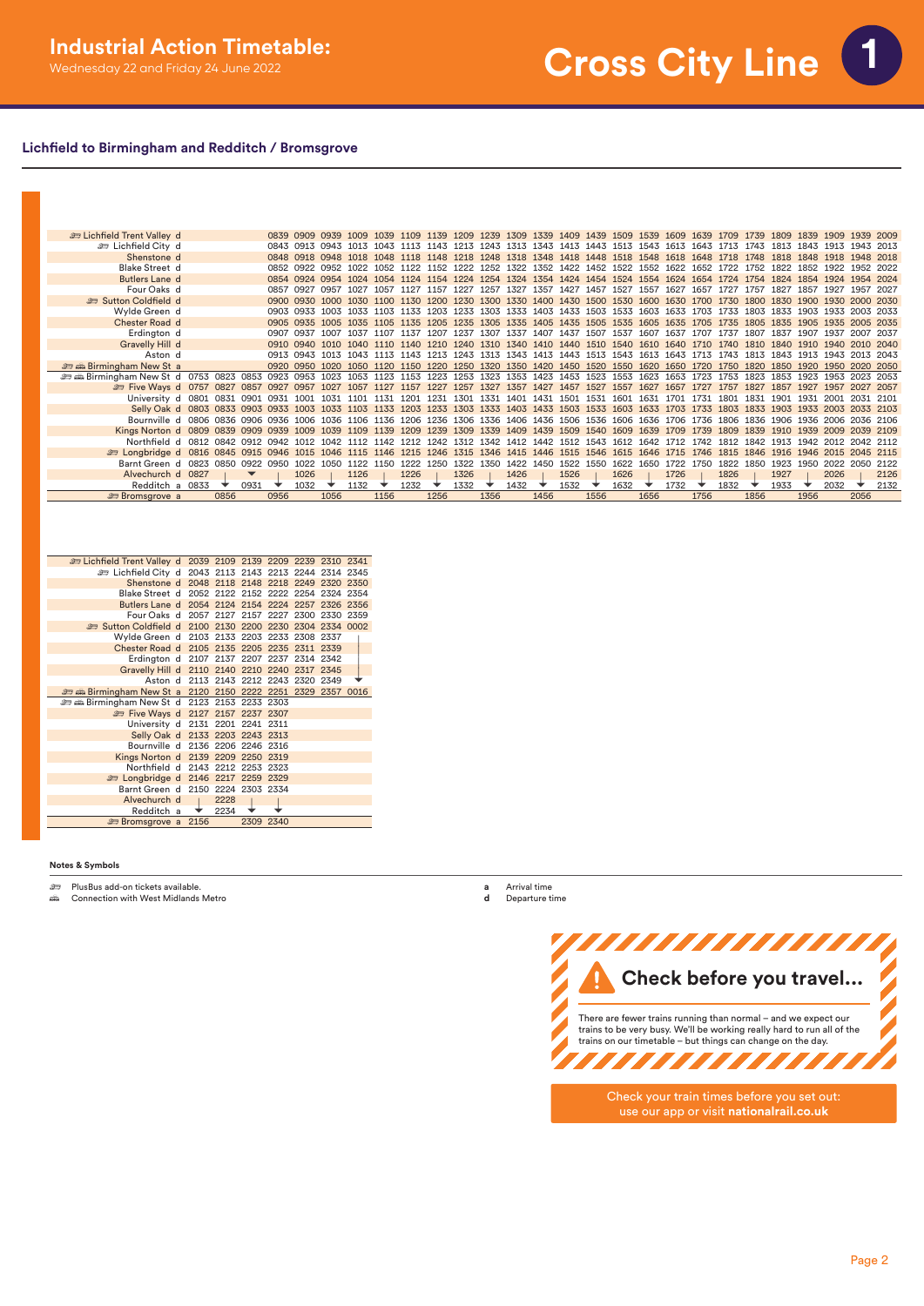# Industrial Action Timetable:

Wednesday 22 and Friday 24 June 2022

# Cross City Line 1

## Lichfield to Birmingham and Redditch / Bromsgrove

| Station | | | | | | | | | | | | | | | | | | | | | | | | | | | |
|---|---|---|---|---|---|---|---|---|---|---|---|---|---|---|---|---|---|---|---|---|---|---|---|---|---|---|---|
| 🚌 Lichfield Trent Valley d | | | | 0839 | 0909 | 0939 | 1009 | 1039 | 1109 | 1139 | 1209 | 1239 | 1309 | 1339 | 1409 | 1439 | 1509 | 1539 | 1609 | 1639 | 1709 | 1739 | 1809 | 1839 | 1909 | 1939 | 2009 |
| 🚌 Lichfield City d | | | | 0843 | 0913 | 0943 | 1013 | 1043 | 1113 | 1143 | 1213 | 1243 | 1313 | 1343 | 1413 | 1443 | 1513 | 1543 | 1613 | 1643 | 1713 | 1743 | 1813 | 1843 | 1913 | 1943 | 2013 |
| Shenstone d | | | | 0848 | 0918 | 0948 | 1018 | 1048 | 1118 | 1148 | 1218 | 1248 | 1318 | 1348 | 1418 | 1448 | 1518 | 1548 | 1618 | 1648 | 1718 | 1748 | 1818 | 1848 | 1918 | 1948 | 2018 |
| Blake Street d | | | | 0852 | 0922 | 0952 | 1022 | 1052 | 1122 | 1152 | 1222 | 1252 | 1322 | 1352 | 1422 | 1452 | 1522 | 1552 | 1622 | 1652 | 1722 | 1752 | 1822 | 1852 | 1922 | 1952 | 2022 |
| Butlers Lane d | | | | 0854 | 0924 | 0954 | 1024 | 1054 | 1124 | 1154 | 1224 | 1254 | 1324 | 1354 | 1424 | 1454 | 1524 | 1554 | 1624 | 1654 | 1724 | 1754 | 1824 | 1854 | 1924 | 1954 | 2024 |
| Four Oaks d | | | | 0857 | 0927 | 0957 | 1027 | 1057 | 1127 | 1157 | 1227 | 1257 | 1327 | 1357 | 1427 | 1457 | 1527 | 1557 | 1627 | 1657 | 1727 | 1757 | 1827 | 1857 | 1927 | 1957 | 2027 |
| 🚌 Sutton Coldfield d | | | | 0900 | 0930 | 1000 | 1030 | 1100 | 1130 | 1200 | 1230 | 1300 | 1330 | 1400 | 1430 | 1500 | 1530 | 1600 | 1630 | 1700 | 1730 | 1800 | 1830 | 1900 | 1930 | 2000 | 2030 |
| Wylde Green d | | | | 0903 | 0933 | 1003 | 1033 | 1103 | 1133 | 1203 | 1233 | 1303 | 1333 | 1403 | 1433 | 1503 | 1533 | 1603 | 1633 | 1703 | 1733 | 1803 | 1833 | 1903 | 1933 | 2003 | 2033 |
| Chester Road d | | | | 0905 | 0935 | 1005 | 1035 | 1105 | 1135 | 1205 | 1235 | 1305 | 1335 | 1405 | 1435 | 1505 | 1535 | 1605 | 1635 | 1705 | 1735 | 1805 | 1835 | 1905 | 1935 | 2005 | 2035 |
| Erdington d | | | | 0907 | 0937 | 1007 | 1037 | 1107 | 1137 | 1207 | 1237 | 1307 | 1337 | 1407 | 1437 | 1507 | 1537 | 1607 | 1637 | 1707 | 1737 | 1807 | 1837 | 1907 | 1937 | 2007 | 2037 |
| Gravelly Hill d | | | | 0910 | 0940 | 1010 | 1040 | 1110 | 1140 | 1210 | 1240 | 1310 | 1340 | 1410 | 1440 | 1510 | 1540 | 1610 | 1640 | 1710 | 1740 | 1810 | 1840 | 1910 | 1940 | 2010 | 2040 |
| Aston d | | | | 0913 | 0943 | 1013 | 1043 | 1113 | 1143 | 1213 | 1243 | 1313 | 1343 | 1413 | 1443 | 1513 | 1543 | 1613 | 1643 | 1713 | 1743 | 1813 | 1843 | 1913 | 1943 | 2013 | 2043 |
| 🚌 🚋 Birmingham New St a | | | | 0920 | 0950 | 1020 | 1050 | 1120 | 1150 | 1220 | 1250 | 1320 | 1350 | 1420 | 1450 | 1520 | 1550 | 1620 | 1650 | 1720 | 1750 | 1820 | 1850 | 1920 | 1950 | 2020 | 2050 |
| 🚌 🚋 Birmingham New St d | 0753 | 0823 | 0853 | 0923 | 0953 | 1023 | 1053 | 1123 | 1153 | 1223 | 1253 | 1323 | 1353 | 1423 | 1453 | 1523 | 1553 | 1623 | 1653 | 1723 | 1753 | 1823 | 1853 | 1923 | 1953 | 2023 | 2053 |
| 🚌 Five Ways d | 0757 | 0827 | 0857 | 0927 | 0957 | 1027 | 1057 | 1127 | 1157 | 1227 | 1257 | 1327 | 1357 | 1427 | 1457 | 1527 | 1557 | 1627 | 1657 | 1727 | 1757 | 1827 | 1857 | 1927 | 1957 | 2027 | 2057 |
| University d | 0801 | 0831 | 0901 | 0931 | 1001 | 1031 | 1101 | 1131 | 1201 | 1231 | 1301 | 1331 | 1401 | 1431 | 1501 | 1531 | 1601 | 1631 | 1701 | 1731 | 1801 | 1831 | 1901 | 1931 | 2001 | 2031 | 2101 |
| Selly Oak d | 0803 | 0833 | 0903 | 0933 | 1003 | 1033 | 1103 | 1133 | 1203 | 1233 | 1303 | 1333 | 1403 | 1433 | 1503 | 1533 | 1603 | 1633 | 1703 | 1733 | 1803 | 1833 | 1903 | 1933 | 2003 | 2033 | 2103 |
| Bournville d | 0806 | 0836 | 0906 | 0936 | 1006 | 1036 | 1106 | 1136 | 1206 | 1236 | 1306 | 1336 | 1406 | 1436 | 1506 | 1536 | 1606 | 1636 | 1706 | 1736 | 1806 | 1836 | 1906 | 1936 | 2006 | 2036 | 2106 |
| Kings Norton d | 0809 | 0839 | 0909 | 0939 | 1009 | 1039 | 1109 | 1139 | 1209 | 1239 | 1309 | 1339 | 1409 | 1439 | 1509 | 1540 | 1609 | 1639 | 1709 | 1739 | 1809 | 1839 | 1910 | 1939 | 2009 | 2039 | 2109 |
| Northfield d | 0812 | 0842 | 0912 | 0942 | 1012 | 1042 | 1112 | 1142 | 1212 | 1242 | 1312 | 1342 | 1412 | 1442 | 1512 | 1543 | 1612 | 1642 | 1712 | 1742 | 1812 | 1842 | 1913 | 1942 | 2012 | 2042 | 2112 |
| 🚌 Longbridge d | 0816 | 0845 | 0915 | 0946 | 1015 | 1046 | 1115 | 1146 | 1215 | 1246 | 1315 | 1346 | 1415 | 1446 | 1515 | 1546 | 1615 | 1646 | 1715 | 1746 | 1815 | 1846 | 1916 | 1946 | 2015 | 2045 | 2115 |
| Barnt Green d | 0823 | 0850 | 0922 | 0950 | 1022 | 1050 | 1122 | 1150 | 1222 | 1250 | 1322 | 1350 | 1422 | 1450 | 1522 | 1550 | 1622 | 1650 | 1722 | 1750 | 1822 | 1850 | 1923 | 1950 | 2022 | 2050 | 2122 |
| Alvechurch d | 0827 | ↓ | ▼ | ↓ | 1026 | ↓ | 1126 | ↓ | 1226 | ↓ | 1326 | ↓ | 1426 | ↓ | 1526 | ↓ | 1626 | ↓ | 1726 | ↓ | 1826 | ↓ | 1927 | ↓ | 2026 | ↓ | 2126 |
| Redditch a | 0833 | ▼ | 0931 | ▼ | 1032 | ▼ | 1132 | ▼ | 1232 | ▼ | 1332 | ▼ | 1432 | ▼ | 1532 | ▼ | 1632 | ▼ | 1732 | ▼ | 1832 | ▼ | 1933 | ▼ | 2032 | ▼ | 2132 |
| 🚌 Bromsgrove a | | 0856 | | 0956 | | 1056 | | 1156 | | 1256 | | 1356 | | 1456 | | 1556 | | 1656 | | 1756 | | 1856 | | 1956 | | 2056 | |

| Station | | | | | | | |
|---|---|---|---|---|---|---|---|
| 🚌 Lichfield Trent Valley d | 2039 | 2109 | 2139 | 2209 | 2239 | 2310 | 2341 |
| 🚌 Lichfield City d | 2043 | 2113 | 2143 | 2213 | 2244 | 2314 | 2345 |
| Shenstone d | 2048 | 2118 | 2148 | 2218 | 2249 | 2320 | 2350 |
| Blake Street d | 2052 | 2122 | 2152 | 2222 | 2254 | 2324 | 2354 |
| Butlers Lane d | 2054 | 2124 | 2154 | 2224 | 2257 | 2326 | 2356 |
| Four Oaks d | 2057 | 2127 | 2157 | 2227 | 2300 | 2330 | 2359 |
| 🚌 Sutton Coldfield d | 2100 | 2130 | 2200 | 2230 | 2304 | 2334 | 0002 |
| Wylde Green d | 2103 | 2133 | 2203 | 2233 | 2308 | 2337 | ↓ |
| Chester Road d | 2105 | 2135 | 2205 | 2235 | 2311 | 2339 | ↓ |
| Erdington d | 2107 | 2137 | 2207 | 2237 | 2314 | 2342 | ↓ |
| Gravelly Hill d | 2110 | 2140 | 2210 | 2240 | 2317 | 2345 | ↓ |
| Aston d | 2113 | 2143 | 2212 | 2243 | 2320 | 2349 | ▼ |
| 🚌 🚋 Birmingham New St a | 2120 | 2150 | 2222 | 2251 | 2329 | 2357 | 0016 |
| 🚌 🚋 Birmingham New St d | 2123 | 2153 | 2233 | 2303 | | | |
| 🚌 Five Ways d | 2127 | 2157 | 2237 | 2307 | | | |
| University d | 2131 | 2201 | 2241 | 2311 | | | |
| Selly Oak d | 2133 | 2203 | 2243 | 2313 | | | |
| Bournville d | 2136 | 2206 | 2246 | 2316 | | | |
| Kings Norton d | 2139 | 2209 | 2250 | 2319 | | | |
| Northfield d | 2143 | 2212 | 2253 | 2323 | | | |
| 🚌 Longbridge d | 2146 | 2217 | 2259 | 2329 | | | |
| Barnt Green d | 2150 | 2224 | 2303 | 2334 | | | |
| Alvechurch d | ↓ | 2228 | ↓ | ↓ | | | |
| Redditch a | ▼ | 2234 | ▼ | ▼ | | | |
| 🚌 Bromsgrove a | 2156 | | 2309 | 2340 | | | |

**Notes & Symbols**

- 🚌 PlusBus add-on tickets available.
- 🚋 Connection with West Midlands Metro
- **a** Arrival time
- **d** Departure time

## Check before you travel...

There are fewer trains running than normal – and we expect our trains to be very busy. We'll be working really hard to run all of the trains on our timetable – but things can change on the day.

Check your train times before you set out: use our app or visit **nationalrail.co.uk**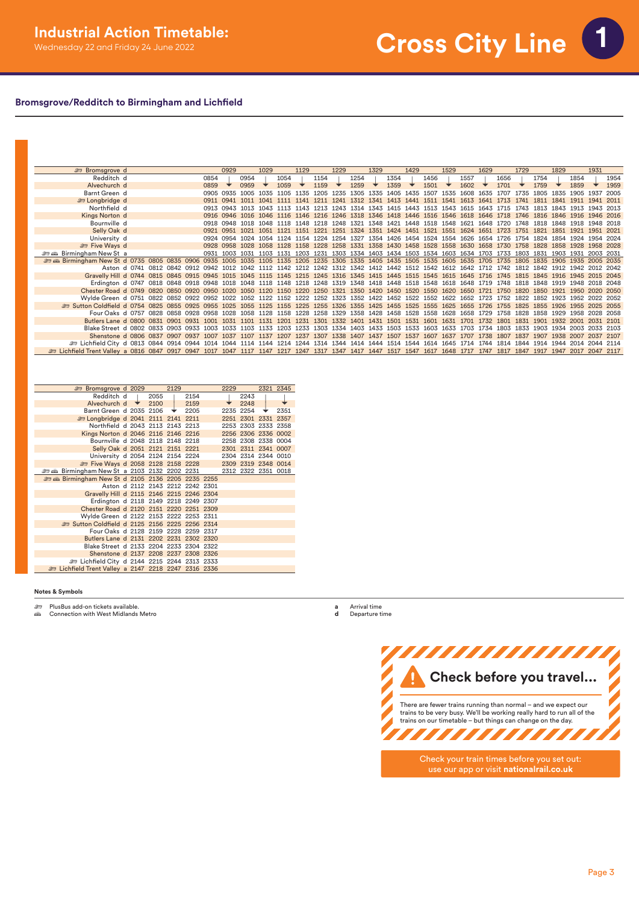# Industrial Action Timetable:

Wednesday 22 and Friday 24 June 2022

# Cross City Line 1

## Bromsgrove/Redditch to Birmingham and Lichfield

| | | | | | | | | | | | | | | | | | | | | | | | | | | | | |
|---|---|---|---|---|---|---|---|---|---|---|---|---|---|---|---|---|---|---|---|---|---|---|---|---|---|---|---|---|
| Bromsgrove | d | | | | | | 0929 | | 1029 | | 1129 | | 1229 | | 1329 | | 1429 | | 1529 | | 1629 | | 1729 | | 1829 | | 1931 | |
| Redditch | d | | | | | 0854 | ↓ | 0954 | ↓ | 1054 | ↓ | 1154 | ↓ | 1254 | ↓ | 1354 | ↓ | 1456 | ↓ | 1557 | ↓ | 1656 | ↓ | 1754 | ↓ | 1854 | ↓ | 1954 |
| Alvechurch | d | | | | | 0859 | ↓ | 0959 | ↓ | 1059 | ↓ | 1159 | ↓ | 1259 | ↓ | 1359 | ↓ | 1501 | ↓ | 1602 | ↓ | 1701 | ↓ | 1759 | ↓ | 1859 | ↓ | 1959 |
| Barnt Green | d | | | | | 0905 | 0935 | 1005 | 1035 | 1105 | 1135 | 1205 | 1235 | 1305 | 1335 | 1405 | 1435 | 1507 | 1535 | 1608 | 1635 | 1707 | 1735 | 1805 | 1835 | 1905 | 1937 | 2005 |
| Longbridge | d | | | | | 0911 | 0941 | 1011 | 1041 | 1111 | 1141 | 1211 | 1241 | 1312 | 1341 | 1413 | 1441 | 1511 | 1541 | 1613 | 1641 | 1713 | 1741 | 1811 | 1841 | 1911 | 1941 | 2011 |
| Northfield | d | | | | | 0913 | 0943 | 1013 | 1043 | 1113 | 1143 | 1213 | 1243 | 1314 | 1343 | 1415 | 1443 | 1513 | 1543 | 1615 | 1643 | 1715 | 1743 | 1813 | 1843 | 1913 | 1943 | 2013 |
| Kings Norton | d | | | | | 0916 | 0946 | 1016 | 1046 | 1116 | 1146 | 1216 | 1246 | 1318 | 1346 | 1418 | 1446 | 1516 | 1546 | 1618 | 1646 | 1718 | 1746 | 1816 | 1846 | 1916 | 1946 | 2016 |
| Bournville | d | | | | | 0918 | 0948 | 1018 | 1048 | 1118 | 1148 | 1218 | 1248 | 1321 | 1348 | 1421 | 1448 | 1518 | 1548 | 1621 | 1648 | 1720 | 1748 | 1818 | 1848 | 1918 | 1948 | 2018 |
| Selly Oak | d | | | | | 0921 | 0951 | 1021 | 1051 | 1121 | 1151 | 1221 | 1251 | 1324 | 1351 | 1424 | 1451 | 1521 | 1551 | 1624 | 1651 | 1723 | 1751 | 1821 | 1851 | 1921 | 1951 | 2021 |
| University | d | | | | | 0924 | 0954 | 1024 | 1054 | 1124 | 1154 | 1224 | 1254 | 1327 | 1354 | 1426 | 1454 | 1524 | 1554 | 1626 | 1654 | 1726 | 1754 | 1824 | 1854 | 1924 | 1954 | 2024 |
| Five Ways | d | | | | | 0928 | 0958 | 1028 | 1058 | 1128 | 1158 | 1228 | 1258 | 1331 | 1358 | 1430 | 1458 | 1528 | 1558 | 1630 | 1658 | 1730 | 1758 | 1828 | 1858 | 1928 | 1958 | 2028 |
| Birmingham New St | a | | | | | 0931 | 1003 | 1031 | 1103 | 1131 | 1203 | 1231 | 1303 | 1334 | 1403 | 1434 | 1503 | 1534 | 1603 | 1634 | 1703 | 1733 | 1803 | 1831 | 1903 | 1931 | 2003 | 2031 |
| Birmingham New St | d | 0735 | 0805 | 0835 | 0906 | 0935 | 1005 | 1035 | 1105 | 1135 | 1205 | 1235 | 1305 | 1335 | 1405 | 1435 | 1505 | 1535 | 1605 | 1635 | 1705 | 1735 | 1805 | 1835 | 1905 | 1935 | 2005 | 2035 |
| Aston | d | 0741 | 0812 | 0842 | 0912 | 0942 | 1012 | 1042 | 1112 | 1142 | 1212 | 1242 | 1312 | 1342 | 1412 | 1442 | 1512 | 1542 | 1612 | 1642 | 1712 | 1742 | 1812 | 1842 | 1912 | 1942 | 2012 | 2042 |
| Gravelly Hill | d | 0744 | 0815 | 0845 | 0915 | 0945 | 1015 | 1045 | 1115 | 1145 | 1215 | 1245 | 1316 | 1345 | 1415 | 1445 | 1515 | 1545 | 1615 | 1645 | 1716 | 1745 | 1815 | 1845 | 1916 | 1945 | 2015 | 2045 |
| Erdington | d | 0747 | 0818 | 0848 | 0918 | 0948 | 1018 | 1048 | 1118 | 1148 | 1218 | 1248 | 1319 | 1348 | 1418 | 1448 | 1518 | 1548 | 1618 | 1648 | 1719 | 1748 | 1818 | 1848 | 1919 | 1948 | 2018 | 2048 |
| Chester Road | d | 0749 | 0820 | 0850 | 0920 | 0950 | 1020 | 1050 | 1120 | 1150 | 1220 | 1250 | 1321 | 1350 | 1420 | 1450 | 1520 | 1550 | 1620 | 1650 | 1721 | 1750 | 1820 | 1850 | 1921 | 1950 | 2020 | 2050 |
| Wylde Green | d | 0751 | 0822 | 0852 | 0922 | 0952 | 1022 | 1052 | 1122 | 1152 | 1222 | 1252 | 1323 | 1352 | 1422 | 1452 | 1522 | 1552 | 1622 | 1652 | 1723 | 1752 | 1822 | 1852 | 1923 | 1952 | 2022 | 2052 |
| Sutton Coldfield | d | 0754 | 0825 | 0855 | 0925 | 0955 | 1025 | 1055 | 1125 | 1155 | 1225 | 1255 | 1326 | 1355 | 1425 | 1455 | 1525 | 1555 | 1625 | 1655 | 1726 | 1755 | 1825 | 1855 | 1926 | 1955 | 2025 | 2055 |
| Four Oaks | d | 0757 | 0828 | 0858 | 0928 | 0958 | 1028 | 1058 | 1128 | 1158 | 1228 | 1258 | 1329 | 1358 | 1428 | 1458 | 1528 | 1558 | 1628 | 1658 | 1729 | 1758 | 1828 | 1858 | 1929 | 1958 | 2028 | 2058 |
| Butlers Lane | d | 0800 | 0831 | 0901 | 0931 | 1001 | 1031 | 1101 | 1131 | 1201 | 1231 | 1301 | 1332 | 1401 | 1431 | 1501 | 1531 | 1601 | 1631 | 1701 | 1732 | 1801 | 1831 | 1901 | 1932 | 2001 | 2031 | 2101 |
| Blake Street | d | 0802 | 0833 | 0903 | 0933 | 1003 | 1033 | 1103 | 1133 | 1203 | 1233 | 1303 | 1334 | 1403 | 1433 | 1503 | 1533 | 1603 | 1633 | 1703 | 1734 | 1803 | 1833 | 1903 | 1934 | 2003 | 2033 | 2103 |
| Shenstone | d | 0806 | 0837 | 0907 | 0937 | 1007 | 1037 | 1107 | 1137 | 1207 | 1237 | 1307 | 1338 | 1407 | 1437 | 1507 | 1537 | 1607 | 1637 | 1707 | 1738 | 1807 | 1837 | 1907 | 1938 | 2007 | 2037 | 2107 |
| Lichfield City | d | 0813 | 0844 | 0914 | 0944 | 1014 | 1044 | 1114 | 1144 | 1214 | 1244 | 1314 | 1344 | 1414 | 1444 | 1514 | 1544 | 1614 | 1645 | 1714 | 1744 | 1814 | 1844 | 1914 | 1944 | 2014 | 2044 | 2114 |
| Lichfield Trent Valley | a | 0816 | 0847 | 0917 | 0947 | 1017 | 1047 | 1117 | 1147 | 1217 | 1247 | 1317 | 1347 | 1417 | 1447 | 1517 | 1547 | 1617 | 1648 | 1717 | 1747 | 1817 | 1847 | 1917 | 1947 | 2017 | 2047 | 2117 |

| | | | | | | | | | | |
|---|---|---|---|---|---|---|---|---|---|---|
| Bromsgrove | d | 2029 | | 2129 | | | 2229 | | 2321 | 2345 |
| Redditch | d | ↓ | 2055 | ↓ | 2154 | | ↓ | 2243 | ↓ | ↓ |
| Alvechurch | d | ↓ | 2100 | ↓ | 2159 | | ↓ | 2248 | ↓ | ↓ |
| Barnt Green | d | 2035 | 2106 | ↓ | 2205 | | 2235 | 2254 | ↓ | 2351 |
| Longbridge | d | 2041 | 2111 | 2141 | 2211 | | 2251 | 2301 | 2331 | 2357 |
| Northfield | d | 2043 | 2113 | 2143 | 2213 | | 2253 | 2303 | 2333 | 2358 |
| Kings Norton | d | 2046 | 2116 | 2146 | 2216 | | 2256 | 2306 | 2336 | 0002 |
| Bournville | d | 2048 | 2118 | 2148 | 2218 | | 2258 | 2308 | 2338 | 0004 |
| Selly Oak | d | 2051 | 2121 | 2151 | 2221 | | 2301 | 2311 | 2341 | 0007 |
| University | d | 2054 | 2124 | 2154 | 2224 | | 2304 | 2314 | 2344 | 0010 |
| Five Ways | d | 2058 | 2128 | 2158 | 2228 | | 2309 | 2319 | 2348 | 0014 |
| Birmingham New St | a | 2103 | 2132 | 2202 | 2231 | | 2312 | 2322 | 2351 | 0018 |
| Birmingham New St | d | 2105 | 2136 | 2205 | 2235 | 2255 | | | | |
| Aston | d | 2112 | 2143 | 2212 | 2242 | 2301 | | | | |
| Gravelly Hill | d | 2115 | 2146 | 2215 | 2246 | 2304 | | | | |
| Erdington | d | 2118 | 2149 | 2218 | 2249 | 2307 | | | | |
| Chester Road | d | 2120 | 2151 | 2220 | 2251 | 2309 | | | | |
| Wylde Green | d | 2122 | 2153 | 2222 | 2253 | 2311 | | | | |
| Sutton Coldfield | d | 2125 | 2156 | 2225 | 2256 | 2314 | | | | |
| Four Oaks | d | 2128 | 2159 | 2228 | 2259 | 2317 | | | | |
| Butlers Lane | d | 2131 | 2202 | 2231 | 2302 | 2320 | | | | |
| Blake Street | d | 2133 | 2204 | 2233 | 2304 | 2322 | | | | |
| Shenstone | d | 2137 | 2208 | 2237 | 2308 | 2326 | | | | |
| Lichfield City | d | 2144 | 2215 | 2244 | 2313 | 2333 | | | | |
| Lichfield Trent Valley | a | 2147 | 2218 | 2247 | 2316 | 2336 | | | | |

### Notes & Symbols

- PlusBus add-on tickets available.
- Connection with West Midlands Metro
- **a** Arrival time
- **d** Departure time

## Check before you travel...

There are fewer trains running than normal – and we expect our trains to be very busy. We'll be working really hard to run all of the trains on our timetable – but things can change on the day.

Check your train times before you set out: use our app or visit **nationalrail.co.uk**